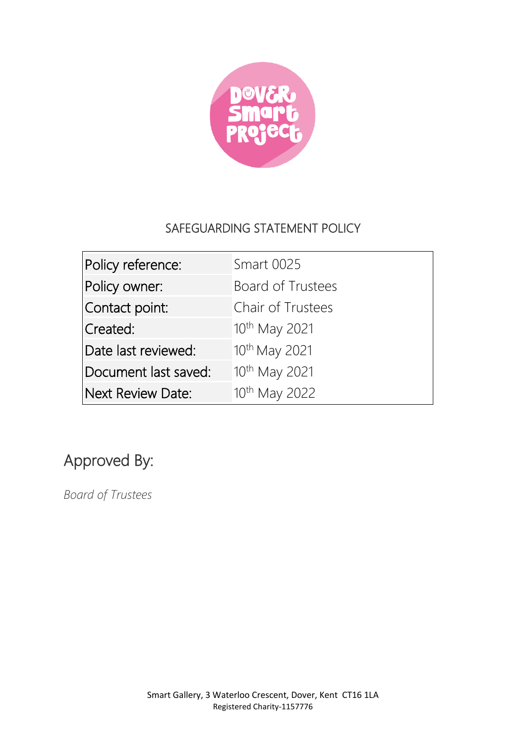# SAFEGUARDING STATEMENT POLICY

| Policy reference: | Smart 0025 |
| --- | --- |
| Policy owner: | Board of Trustees |
| Contact point: | Chair of Trustees |
| Created: | 10th May 2021 |
| Date last reviewed: | 10th May 2021 |
| Document last saved: | 10th May 2021 |
| Next Review Date: | 10th May 2022 |

## Approved By:

*Board of Trustees*

Smart Gallery, 3 Waterloo Crescent, Dover, Kent CT16 1LA
Registered Charity-1157776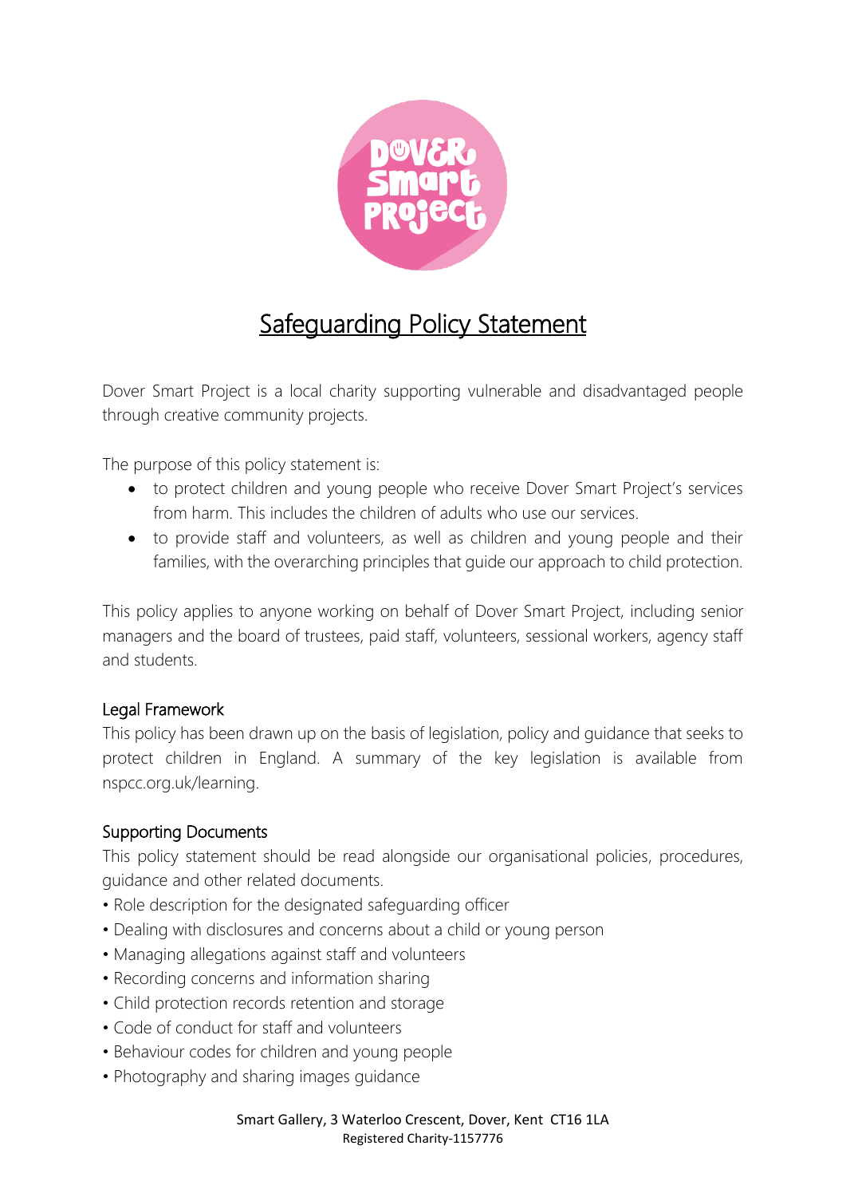# Safeguarding Policy Statement

Dover Smart Project is a local charity supporting vulnerable and disadvantaged people through creative community projects.

The purpose of this policy statement is:

- to protect children and young people who receive Dover Smart Project's services from harm. This includes the children of adults who use our services.
- to provide staff and volunteers, as well as children and young people and their families, with the overarching principles that guide our approach to child protection.

This policy applies to anyone working on behalf of Dover Smart Project, including senior managers and the board of trustees, paid staff, volunteers, sessional workers, agency staff and students.

## Legal Framework

This policy has been drawn up on the basis of legislation, policy and guidance that seeks to protect children in England. A summary of the key legislation is available from nspcc.org.uk/learning.

## Supporting Documents

This policy statement should be read alongside our organisational policies, procedures, guidance and other related documents.

- Role description for the designated safeguarding officer
- Dealing with disclosures and concerns about a child or young person
- Managing allegations against staff and volunteers
- Recording concerns and information sharing
- Child protection records retention and storage
- Code of conduct for staff and volunteers
- Behaviour codes for children and young people
- Photography and sharing images guidance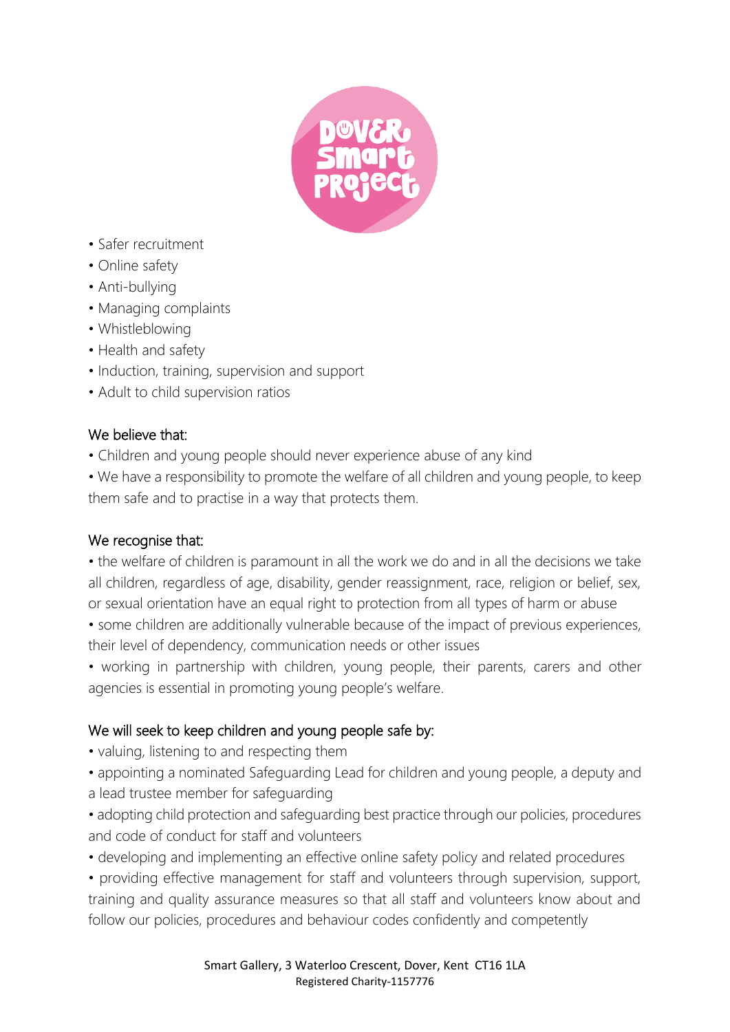- Safer recruitment
- Online safety
- Anti-bullying
- Managing complaints
- Whistleblowing
- Health and safety
- Induction, training, supervision and support
- Adult to child supervision ratios

We believe that:

- Children and young people should never experience abuse of any kind
- We have a responsibility to promote the welfare of all children and young people, to keep them safe and to practise in a way that protects them.

We recognise that:

- the welfare of children is paramount in all the work we do and in all the decisions we take all children, regardless of age, disability, gender reassignment, race, religion or belief, sex, or sexual orientation have an equal right to protection from all types of harm or abuse
- some children are additionally vulnerable because of the impact of previous experiences, their level of dependency, communication needs or other issues
- working in partnership with children, young people, their parents, carers and other agencies is essential in promoting young people's welfare.

We will seek to keep children and young people safe by:

- valuing, listening to and respecting them
- appointing a nominated Safeguarding Lead for children and young people, a deputy and a lead trustee member for safeguarding
- adopting child protection and safeguarding best practice through our policies, procedures and code of conduct for staff and volunteers
- developing and implementing an effective online safety policy and related procedures
- providing effective management for staff and volunteers through supervision, support, training and quality assurance measures so that all staff and volunteers know about and follow our policies, procedures and behaviour codes confidently and competently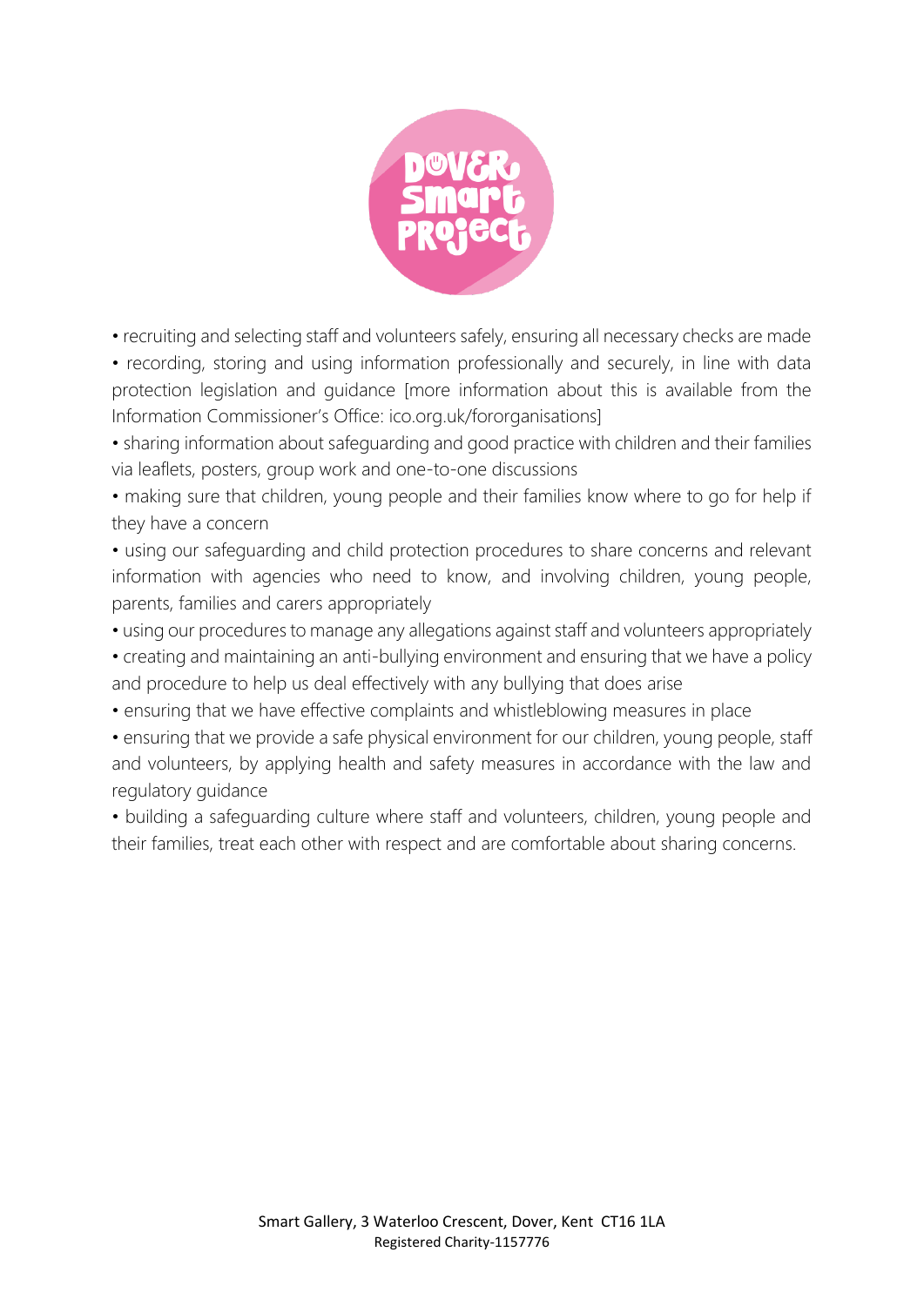- recruiting and selecting staff and volunteers safely, ensuring all necessary checks are made
- recording, storing and using information professionally and securely, in line with data protection legislation and guidance [more information about this is available from the Information Commissioner's Office: ico.org.uk/fororganisations]
- sharing information about safeguarding and good practice with children and their families via leaflets, posters, group work and one-to-one discussions
- making sure that children, young people and their families know where to go for help if they have a concern
- using our safeguarding and child protection procedures to share concerns and relevant information with agencies who need to know, and involving children, young people, parents, families and carers appropriately
- using our procedures to manage any allegations against staff and volunteers appropriately
- creating and maintaining an anti-bullying environment and ensuring that we have a policy and procedure to help us deal effectively with any bullying that does arise
- ensuring that we have effective complaints and whistleblowing measures in place
- ensuring that we provide a safe physical environment for our children, young people, staff and volunteers, by applying health and safety measures in accordance with the law and regulatory guidance
- building a safeguarding culture where staff and volunteers, children, young people and their families, treat each other with respect and are comfortable about sharing concerns.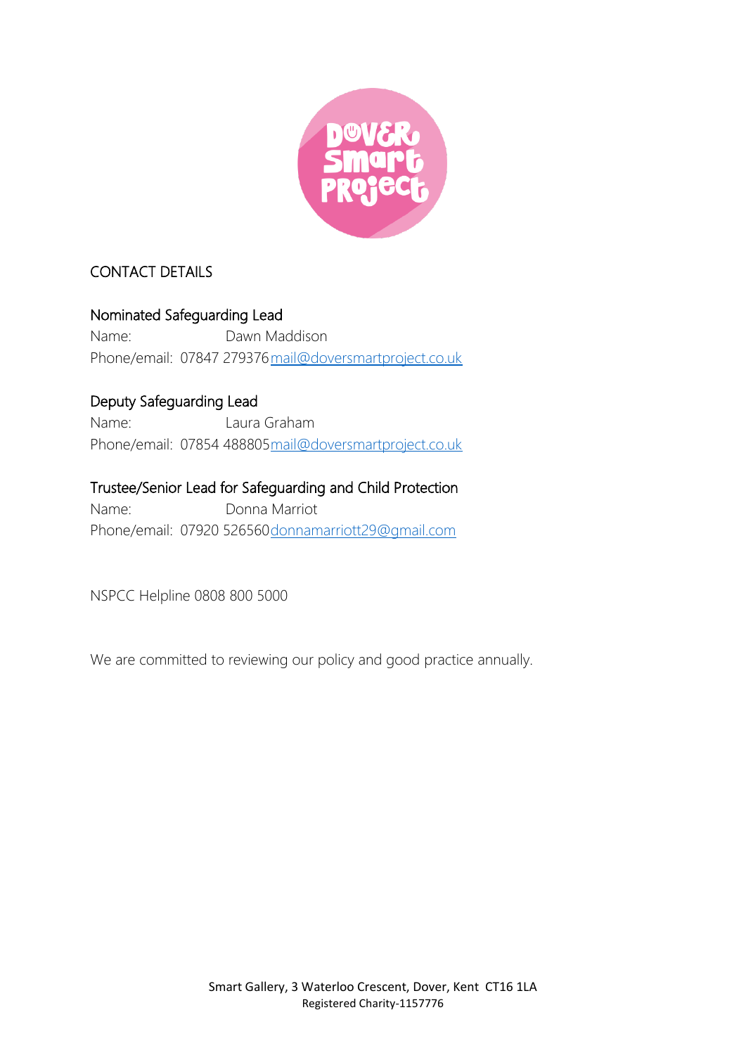## CONTACT DETAILS

### Nominated Safeguarding Lead

Name: Dawn Maddison
Phone/email: 07847 279376 mail@doversmartproject.co.uk

### Deputy Safeguarding Lead

Name: Laura Graham
Phone/email: 07854 488805 mail@doversmartproject.co.uk

### Trustee/Senior Lead for Safeguarding and Child Protection

Name: Donna Marriot
Phone/email: 07920 526560 donnamarriott29@gmail.com

NSPCC Helpline 0808 800 5000

We are committed to reviewing our policy and good practice annually.

Smart Gallery, 3 Waterloo Crescent, Dover, Kent CT16 1LA
Registered Charity-1157776